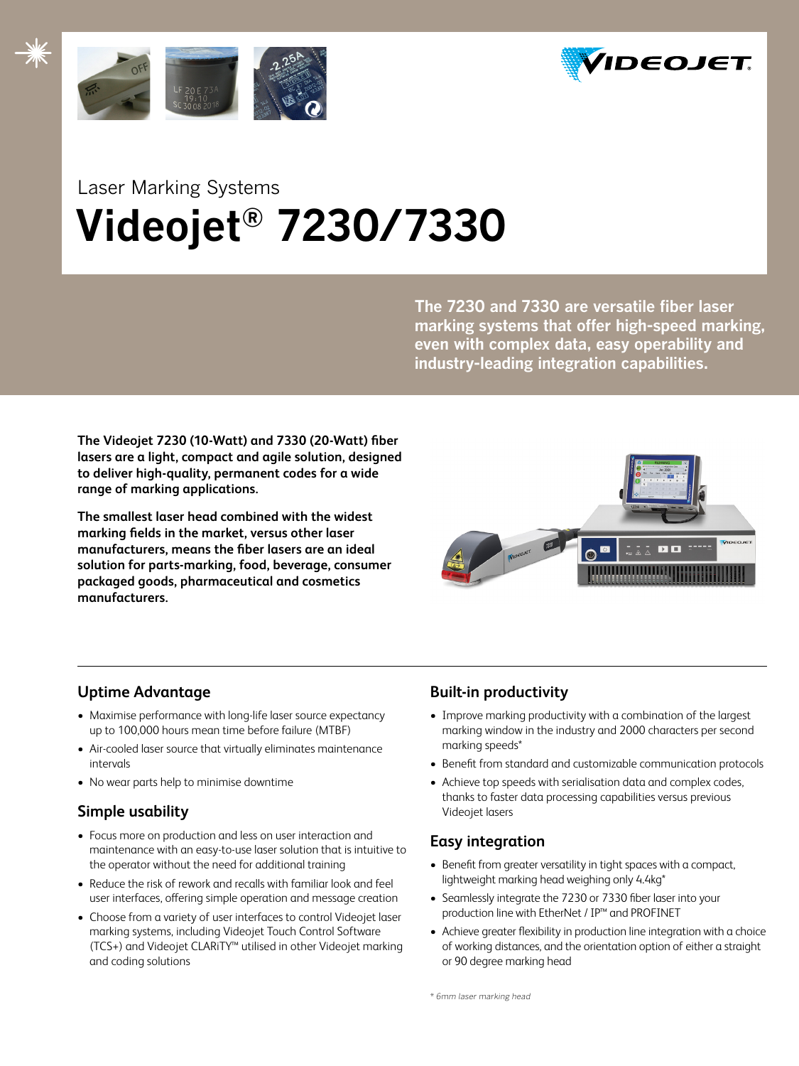Laser Marking Systems

# Videojet® 7230/7330

**The 7230 and 7330 are versatile fiber laser marking systems that offer high-speed marking, even with complex data, easy operability and industry-leading integration capabilities.**

**The Videojet 7230 (10-Watt) and 7330 (20-Watt) fiber lasers are a light, compact and agile solution, designed to deliver high-quality, permanent codes for a wide range of marking applications.**

**The smallest laser head combined with the widest marking fields in the market, versus other laser manufacturers, means the fiber lasers are an ideal solution for parts-marking, food, beverage, consumer packaged goods, pharmaceutical and cosmetics manufacturers.**

## Uptime Advantage

- Maximise performance with long-life laser source expectancy up to 100,000 hours mean time before failure (MTBF)
- Air-cooled laser source that virtually eliminates maintenance intervals
- No wear parts help to minimise downtime

## Simple usability

- Focus more on production and less on user interaction and maintenance with an easy-to-use laser solution that is intuitive to the operator without the need for additional training
- Reduce the risk of rework and recalls with familiar look and feel user interfaces, offering simple operation and message creation
- Choose from a variety of user interfaces to control Videojet laser marking systems, including Videojet Touch Control Software (TCS+) and Videojet CLARiTY™ utilised in other Videojet marking and coding solutions

## Built-in productivity

- Improve marking productivity with a combination of the largest marking window in the industry and 2000 characters per second marking speeds*
- Benefit from standard and customizable communication protocols
- Achieve top speeds with serialisation data and complex codes, thanks to faster data processing capabilities versus previous Videojet lasers

## Easy integration

- Benefit from greater versatility in tight spaces with a compact, lightweight marking head weighing only 4.4kg*
- Seamlessly integrate the 7230 or 7330 fiber laser into your production line with EtherNet / IP™ and PROFINET
- Achieve greater flexibility in production line integration with a choice of working distances, and the orientation option of either a straight or 90 degree marking head

*\* 6mm laser marking head*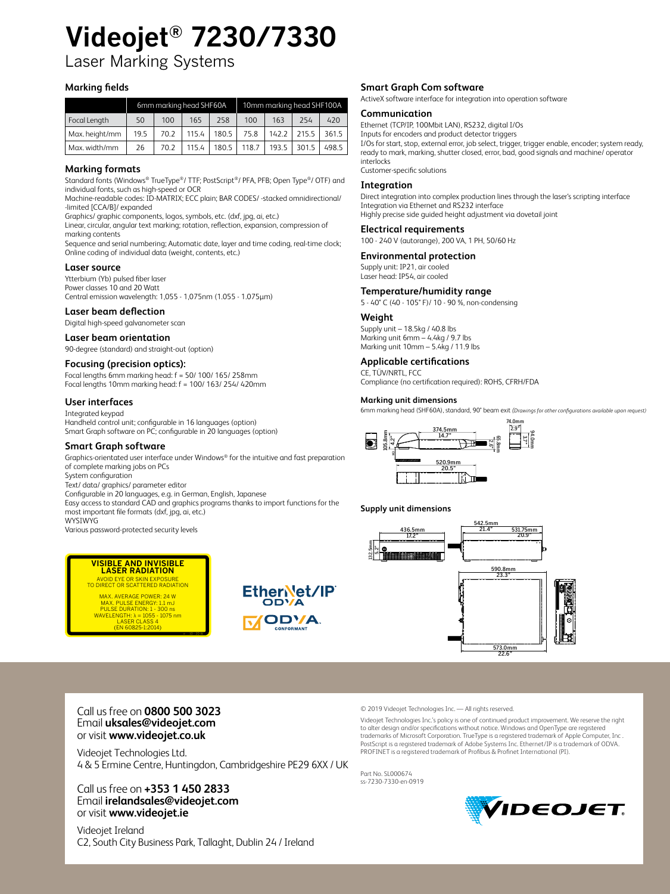# Videojet® 7230/7330

Laser Marking Systems

### Marking fields

| | 6mm marking head SHF60A | | | | 10mm marking head SHF100A | | | |
|---|---|---|---|---|---|---|---|---|
| Focal Length | 50 | 100 | 165 | 258 | 100 | 163 | 254 | 420 |
| Max. height/mm | 19.5 | 70.2 | 115.4 | 180.5 | 75.8 | 142.2 | 215.5 | 361.5 |
| Max. width/mm | 26 | 70.2 | 115.4 | 180.5 | 118.7 | 193.5 | 301.5 | 498.5 |

### Marking formats

Standard fonts (Windows® TrueType®/ TTF; PostScript®/ PFA, PFB; Open Type®/ OTF) and individual fonts, such as high-speed or OCR

Machine-readable codes: ID-MATRIX; ECC plain; BAR CODES/ -stacked omnidirectional/ -limited [CCA/B]/ expanded

Graphics/ graphic components, logos, symbols, etc. (dxf, jpg, ai, etc.)

Linear, circular, angular text marking; rotation, reflection, expansion, compression of marking contents

Sequence and serial numbering; Automatic date, layer and time coding, real-time clock; Online coding of individual data (weight, contents, etc.)

### Laser source

Ytterbium (Yb) pulsed fiber laser

Power classes 10 and 20 Watt

Central emission wavelength: 1,055 - 1,075nm (1.055 - 1.075µm)

### Laser beam deflection

Digital high-speed galvanometer scan

### Laser beam orientation

90-degree (standard) and straight-out (option)

### Focusing (precision optics):

Focal lengths 6mm marking head: f = 50/ 100/ 165/ 258mm

Focal lengths 10mm marking head: f = 100/ 163/ 254/ 420mm

### User interfaces

Integrated keypad

Handheld control unit; configurable in 16 languages (option)

Smart Graph software on PC; configurable in 20 languages (option)

### Smart Graph software

Graphics-orientated user interface under Windows® for the intuitive and fast preparation of complete marking jobs on PCs

System configuration

Text/ data/ graphics/ parameter editor

Configurable in 20 languages, e.g. in German, English, Japanese

Easy access to standard CAD and graphics programs thanks to import functions for the most important file formats (dxf, jpg, ai, etc.)

WYSIWYG

Various password-protected security levels

VISIBLE AND INVISIBLE LASER RADIATION
AVOID EYE OR SKIN EXPOSURE TO DIRECT OR SCATTERED RADIATION
MAX. AVERAGE POWER: 24 W
MAX. PULSE ENERGY: 1.1 mJ
PULSE DURATION: 1 - 300 ns
WAVELENGTH: λ = 1055 - 1075 nm
LASER CLASS 4
(EN 60825-1:2014)

EtherNet/IP ODVA
ODVA CONFORMANT

### Smart Graph Com software

ActiveX software interface for integration into operation software

### Communication

Ethernet (TCP/IP, 100Mbit LAN), RS232, digital I/Os

Inputs for encoders and product detector triggers

I/Os for start, stop, external error, job select, trigger, trigger enable, encoder; system ready, ready to mark, marking, shutter closed, error, bad, good signals and machine/ operator interlocks

Customer-specific solutions

### Integration

Direct integration into complex production lines through the laser's scripting interface

Integration via Ethernet and RS232 interface

Highly precise side guided height adjustment via dovetail joint

### Electrical requirements

100 - 240 V (autorange), 200 VA, 1 PH, 50/60 Hz

### Environmental protection

Supply unit: IP21, air cooled

Laser head: IP54, air cooled

### Temperature/humidity range

5 - 40° C (40 - 105° F)/ 10 - 90 %, non-condensing

### Weight

Supply unit – 18.5kg / 40.8 lbs

Marking unit 6mm – 4.4kg / 9.7 lbs

Marking unit 10mm – 5.4kg / 11.9 lbs

### Applicable certifications

CE, TÜV/NRTL, FCC

Compliance (no certification required): ROHS, CFRH/FDA

#### Marking unit dimensions

6mm marking head (SHF60A), standard, 90° beam exit *(Drawings for other configurations available upon request)*

374.5mm 14.7"
105.8mm 4.2"
65.8mm 2.6"
74.0mm 2.9"
94.0mm 3.7"
520.9mm 20.5"

#### Supply unit dimensions

436.5mm 17.2"
132.5mm 5.2"
542.5mm 21.4"
531.75mm 20.9"
590.8mm 23.3"
573.0mm 22.6"

Call us free on **0800 500 3023**
Email **uksales@videojet.com**
or visit **www.videojet.co.uk**

Videojet Technologies Ltd.
4 & 5 Ermine Centre, Huntingdon, Cambridgeshire PE29 6XX / UK

Call us free on **+353 1 450 2833**
Email **irelandsales@videojet.com**
or visit **www.videojet.ie**

Videojet Ireland
C2, South City Business Park, Tallaght, Dublin 24 / Ireland

© 2019 Videojet Technologies Inc. — All rights reserved.

Videojet Technologies Inc.'s policy is one of continued product improvement. We reserve the right to alter design and/or specifications without notice. Windows and OpenType are registered trademarks of Microsoft Corporation. TrueType is a registered trademark of Apple Computer, Inc . PostScript is a registered trademark of Adobe Systems Inc. Ethernet/IP is a trademark of ODVA. PROFINET is a registered trademark of Profibus & Profinet International (PI).

Part No. SL000674
ss-7230-7330-en-0919

VIDEOJET